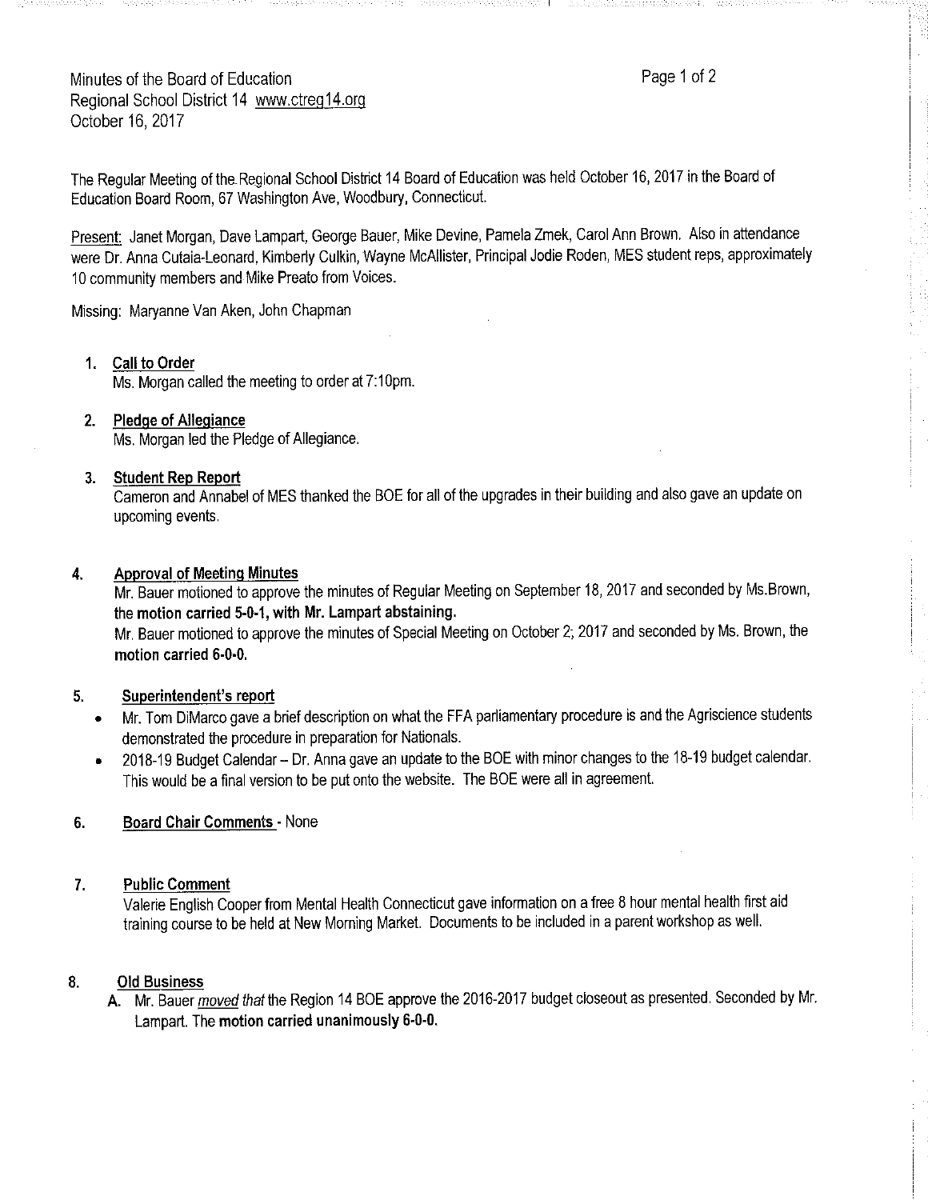Minutes of the Board of Education
Regional School District 14 www.ctreg14.org
October 16, 2017

The Regular Meeting of the Regional School District 14 Board of Education was held October 16, 2017 in the Board of Education Board Room, 67 Washington Ave, Woodbury, Connecticut.

Present: Janet Morgan, Dave Lampart, George Bauer, Mike Devine, Pamela Zmek, Carol Ann Brown. Also in attendance were Dr. Anna Cutaia-Leonard, Kimberly Culkin, Wayne McAllister, Principal Jodie Roden, MES student reps, approximately 10 community members and Mike Preato from Voices.

Missing: Maryanne Van Aken, John Chapman

1. **Call to Order**
   Ms. Morgan called the meeting to order at 7:10pm.

2. **Pledge of Allegiance**
   Ms. Morgan led the Pledge of Allegiance.

3. **Student Rep Report**
   Cameron and Annabel of MES thanked the BOE for all of the upgrades in their building and also gave an update on upcoming events.

4. **Approval of Meeting Minutes**
   Mr. Bauer motioned to approve the minutes of Regular Meeting on September 18, 2017 and seconded by Ms.Brown, **the motion carried 5-0-1, with Mr. Lampart abstaining.**
   Mr. Bauer motioned to approve the minutes of Special Meeting on October 2; 2017 and seconded by Ms. Brown, the **motion carried 6-0-0.**

5. **Superintendent's report**
   - Mr. Tom DiMarco gave a brief description on what the FFA parliamentary procedure is and the Agriscience students demonstrated the procedure in preparation for Nationals.
   - 2018-19 Budget Calendar – Dr. Anna gave an update to the BOE with minor changes to the 18-19 budget calendar. This would be a final version to be put onto the website. The BOE were all in agreement.

6. **Board Chair Comments** - None

7. **Public Comment**
   Valerie English Cooper from Mental Health Connecticut gave information on a free 8 hour mental health first aid training course to be held at New Morning Market. Documents to be included in a parent workshop as well.

8. **Old Business**
   A. Mr. Bauer *moved that* the Region 14 BOE approve the 2016-2017 budget closeout as presented. Seconded by Mr. Lampart. The **motion carried unanimously 6-0-0.**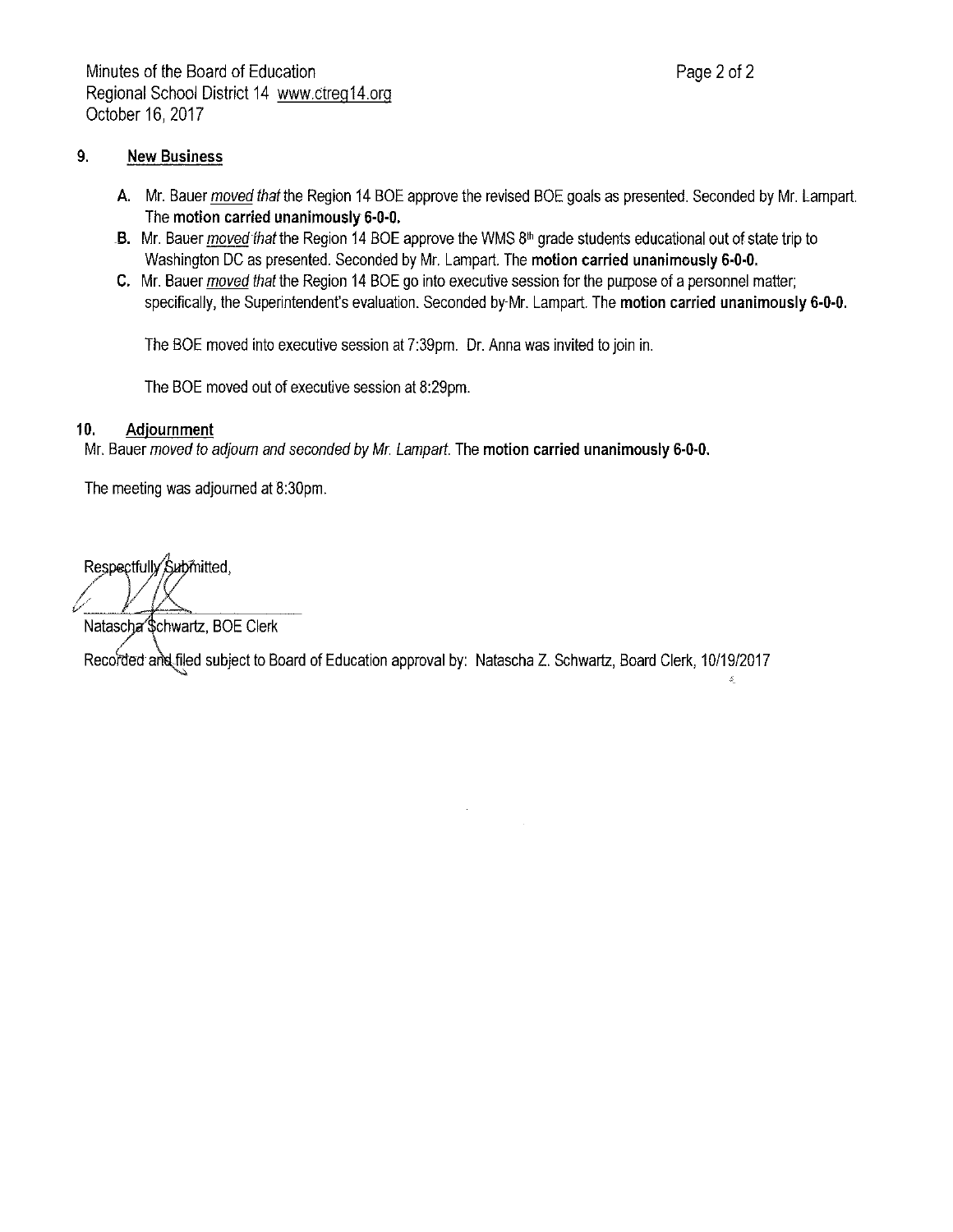## 9. New Business

A. Mr. Bauer *moved that* the Region 14 BOE approve the revised BOE goals as presented. Seconded by Mr. Lampart. The **motion carried unanimously 6-0-0.**

B. Mr. Bauer *moved that* the Region 14 BOE approve the WMS 8th grade students educational out of state trip to Washington DC as presented. Seconded by Mr. Lampart. The **motion carried unanimously 6-0-0.**

C. Mr. Bauer *moved that* the Region 14 BOE go into executive session for the purpose of a personnel matter; specifically, the Superintendent's evaluation. Seconded by Mr. Lampart. The **motion carried unanimously 6-0-0.**

The BOE moved into executive session at 7:39pm. Dr. Anna was invited to join in.

The BOE moved out of executive session at 8:29pm.

## 10. Adjournment

Mr. Bauer *moved to adjourn and seconded by Mr. Lampart.* The **motion carried unanimously 6-0-0.**

The meeting was adjourned at 8:30pm.

Respectfully Submitted,

Natascha Schwartz, BOE Clerk

Recorded and filed subject to Board of Education approval by: Natascha Z. Schwartz, Board Clerk, 10/19/2017